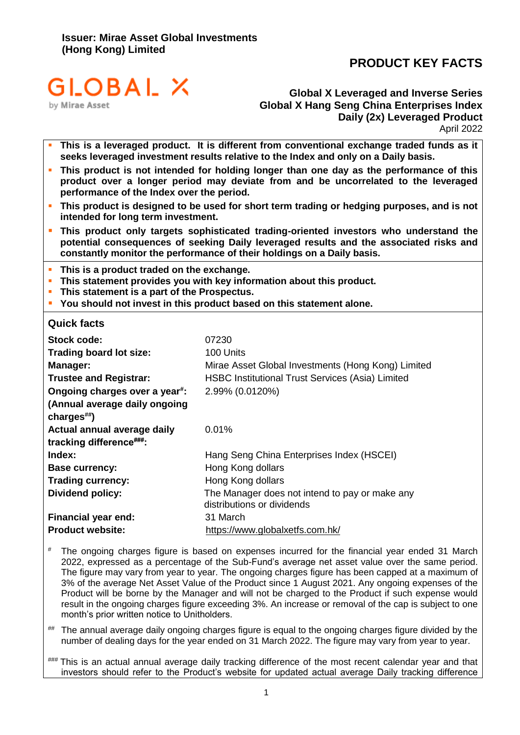**Issuer: Mirae Asset Global Investments (Hong Kong) Limited**

# PRODUCT KEY FACTS

GLOBAL X
by Mirae Asset

## Global X Leveraged and Inverse Series
## Global X Hang Seng China Enterprises Index Daily (2x) Leveraged Product

April 2022

- **This is a leveraged product. It is different from conventional exchange traded funds as it seeks leveraged investment results relative to the Index and only on a Daily basis.**
- **This product is not intended for holding longer than one day as the performance of this product over a longer period may deviate from and be uncorrelated to the leveraged performance of the Index over the period.**
- **This product is designed to be used for short term trading or hedging purposes, and is not intended for long term investment.**
- **This product only targets sophisticated trading-oriented investors who understand the potential consequences of seeking Daily leveraged results and the associated risks and constantly monitor the performance of their holdings on a Daily basis.**

- **This is a product traded on the exchange.**
- **This statement provides you with key information about this product.**
- **This statement is a part of the Prospectus.**
- **You should not invest in this product based on this statement alone.**

### Quick facts

| | |
|---|---|
| **Stock code:** | 07230 |
| **Trading board lot size:** | 100 Units |
| **Manager:** | Mirae Asset Global Investments (Hong Kong) Limited |
| **Trustee and Registrar:** | HSBC Institutional Trust Services (Asia) Limited |
| **Ongoing charges over a year#: (Annual average daily ongoing charges##)** | 2.99% (0.0120%) |
| **Actual annual average daily tracking difference###:** | 0.01% |
| **Index:** | Hang Seng China Enterprises Index (HSCEI) |
| **Base currency:** | Hong Kong dollars |
| **Trading currency:** | Hong Kong dollars |
| **Dividend policy:** | The Manager does not intend to pay or make any distributions or dividends |
| **Financial year end:** | 31 March |
| **Product website:** | https://www.globalxetfs.com.hk/ |

# The ongoing charges figure is based on expenses incurred for the financial year ended 31 March 2022, expressed as a percentage of the Sub-Fund's average net asset value over the same period. The figure may vary from year to year. The ongoing charges figure has been capped at a maximum of 3% of the average Net Asset Value of the Product since 1 August 2021. Any ongoing expenses of the Product will be borne by the Manager and will not be charged to the Product if such expense would result in the ongoing charges figure exceeding 3%. An increase or removal of the cap is subject to one month's prior written notice to Unitholders.

## The annual average daily ongoing charges figure is equal to the ongoing charges figure divided by the number of dealing days for the year ended on 31 March 2022. The figure may vary from year to year.

### This is an actual annual average daily tracking difference of the most recent calendar year and that investors should refer to the Product's website for updated actual average Daily tracking difference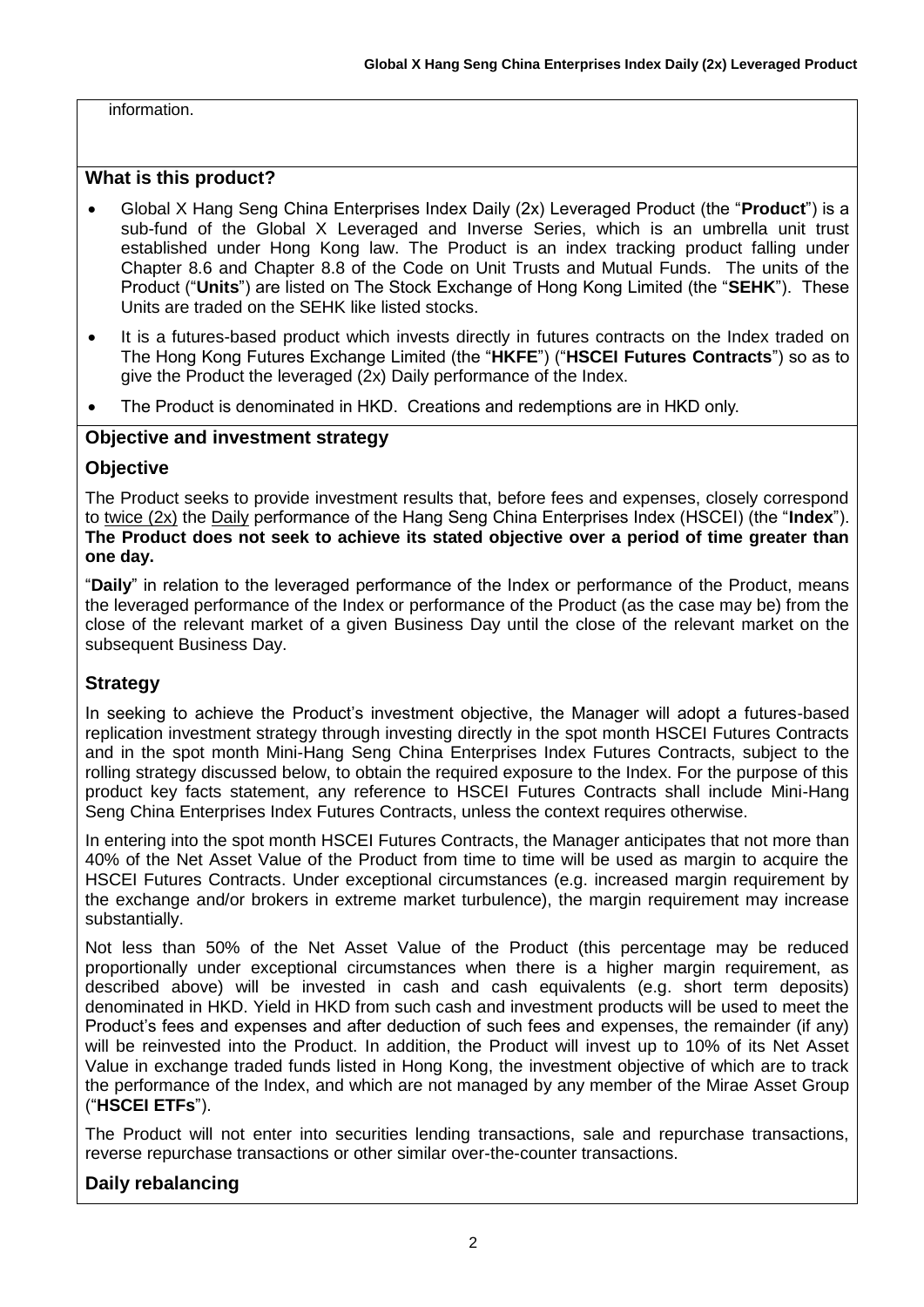information.

## What is this product?

- Global X Hang Seng China Enterprises Index Daily (2x) Leveraged Product (the "**Product**") is a sub-fund of the Global X Leveraged and Inverse Series, which is an umbrella unit trust established under Hong Kong law. The Product is an index tracking product falling under Chapter 8.6 and Chapter 8.8 of the Code on Unit Trusts and Mutual Funds. The units of the Product ("**Units**") are listed on The Stock Exchange of Hong Kong Limited (the "**SEHK**"). These Units are traded on the SEHK like listed stocks.
- It is a futures-based product which invests directly in futures contracts on the Index traded on The Hong Kong Futures Exchange Limited (the "**HKFE**") ("**HSCEI Futures Contracts**") so as to give the Product the leveraged (2x) Daily performance of the Index.
- The Product is denominated in HKD. Creations and redemptions are in HKD only.

## Objective and investment strategy

### Objective

The Product seeks to provide investment results that, before fees and expenses, closely correspond to twice (2x) the Daily performance of the Hang Seng China Enterprises Index (HSCEI) (the "**Index**"). **The Product does not seek to achieve its stated objective over a period of time greater than one day.**

"**Daily**" in relation to the leveraged performance of the Index or performance of the Product, means the leveraged performance of the Index or performance of the Product (as the case may be) from the close of the relevant market of a given Business Day until the close of the relevant market on the subsequent Business Day.

### Strategy

In seeking to achieve the Product's investment objective, the Manager will adopt a futures-based replication investment strategy through investing directly in the spot month HSCEI Futures Contracts and in the spot month Mini-Hang Seng China Enterprises Index Futures Contracts, subject to the rolling strategy discussed below, to obtain the required exposure to the Index. For the purpose of this product key facts statement, any reference to HSCEI Futures Contracts shall include Mini-Hang Seng China Enterprises Index Futures Contracts, unless the context requires otherwise.

In entering into the spot month HSCEI Futures Contracts, the Manager anticipates that not more than 40% of the Net Asset Value of the Product from time to time will be used as margin to acquire the HSCEI Futures Contracts. Under exceptional circumstances (e.g. increased margin requirement by the exchange and/or brokers in extreme market turbulence), the margin requirement may increase substantially.

Not less than 50% of the Net Asset Value of the Product (this percentage may be reduced proportionally under exceptional circumstances when there is a higher margin requirement, as described above) will be invested in cash and cash equivalents (e.g. short term deposits) denominated in HKD. Yield in HKD from such cash and investment products will be used to meet the Product's fees and expenses and after deduction of such fees and expenses, the remainder (if any) will be reinvested into the Product. In addition, the Product will invest up to 10% of its Net Asset Value in exchange traded funds listed in Hong Kong, the investment objective of which are to track the performance of the Index, and which are not managed by any member of the Mirae Asset Group ("**HSCEI ETFs**").

The Product will not enter into securities lending transactions, sale and repurchase transactions, reverse repurchase transactions or other similar over-the-counter transactions.

### Daily rebalancing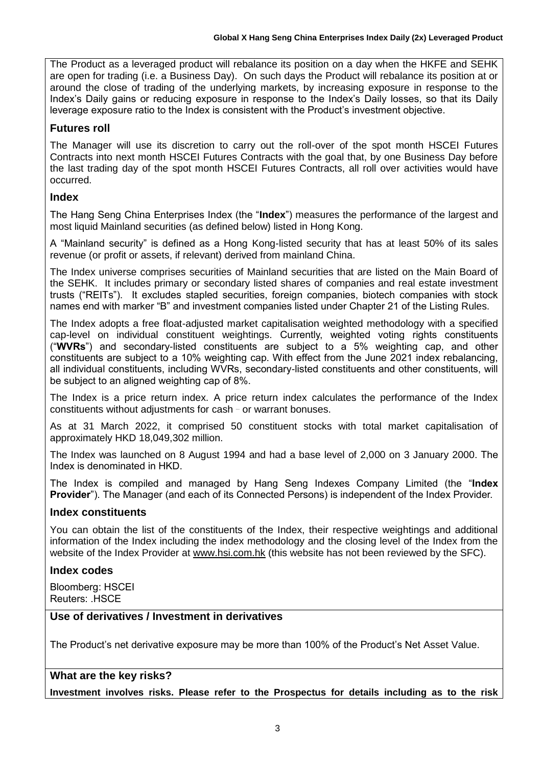The Product as a leveraged product will rebalance its position on a day when the HKFE and SEHK are open for trading (i.e. a Business Day). On such days the Product will rebalance its position at or around the close of trading of the underlying markets, by increasing exposure in response to the Index's Daily gains or reducing exposure in response to the Index's Daily losses, so that its Daily leverage exposure ratio to the Index is consistent with the Product's investment objective.

## Futures roll

The Manager will use its discretion to carry out the roll-over of the spot month HSCEI Futures Contracts into next month HSCEI Futures Contracts with the goal that, by one Business Day before the last trading day of the spot month HSCEI Futures Contracts, all roll over activities would have occurred.

## Index

The Hang Seng China Enterprises Index (the "**Index**") measures the performance of the largest and most liquid Mainland securities (as defined below) listed in Hong Kong.

A "Mainland security" is defined as a Hong Kong-listed security that has at least 50% of its sales revenue (or profit or assets, if relevant) derived from mainland China.

The Index universe comprises securities of Mainland securities that are listed on the Main Board of the SEHK. It includes primary or secondary listed shares of companies and real estate investment trusts ("REITs"). It excludes stapled securities, foreign companies, biotech companies with stock names end with marker "B" and investment companies listed under Chapter 21 of the Listing Rules.

The Index adopts a free float-adjusted market capitalisation weighted methodology with a specified cap-level on individual constituent weightings. Currently, weighted voting rights constituents ("**WVRs**") and secondary-listed constituents are subject to a 5% weighting cap, and other constituents are subject to a 10% weighting cap. With effect from the June 2021 index rebalancing, all individual constituents, including WVRs, secondary-listed constituents and other constituents, will be subject to an aligned weighting cap of 8%.

The Index is a price return index. A price return index calculates the performance of the Index constituents without adjustments for cash - or warrant bonuses.

As at 31 March 2022, it comprised 50 constituent stocks with total market capitalisation of approximately HKD 18,049,302 million.

The Index was launched on 8 August 1994 and had a base level of 2,000 on 3 January 2000. The Index is denominated in HKD.

The Index is compiled and managed by Hang Seng Indexes Company Limited (the "**Index Provider**"). The Manager (and each of its Connected Persons) is independent of the Index Provider.

## Index constituents

You can obtain the list of the constituents of the Index, their respective weightings and additional information of the Index including the index methodology and the closing level of the Index from the website of the Index Provider at www.hsi.com.hk (this website has not been reviewed by the SFC).

## Index codes

Bloomberg: HSCEI
Reuters: .HSCE

## Use of derivatives / Investment in derivatives

The Product's net derivative exposure may be more than 100% of the Product's Net Asset Value.

## What are the key risks?

**Investment involves risks. Please refer to the Prospectus for details including as to the risk**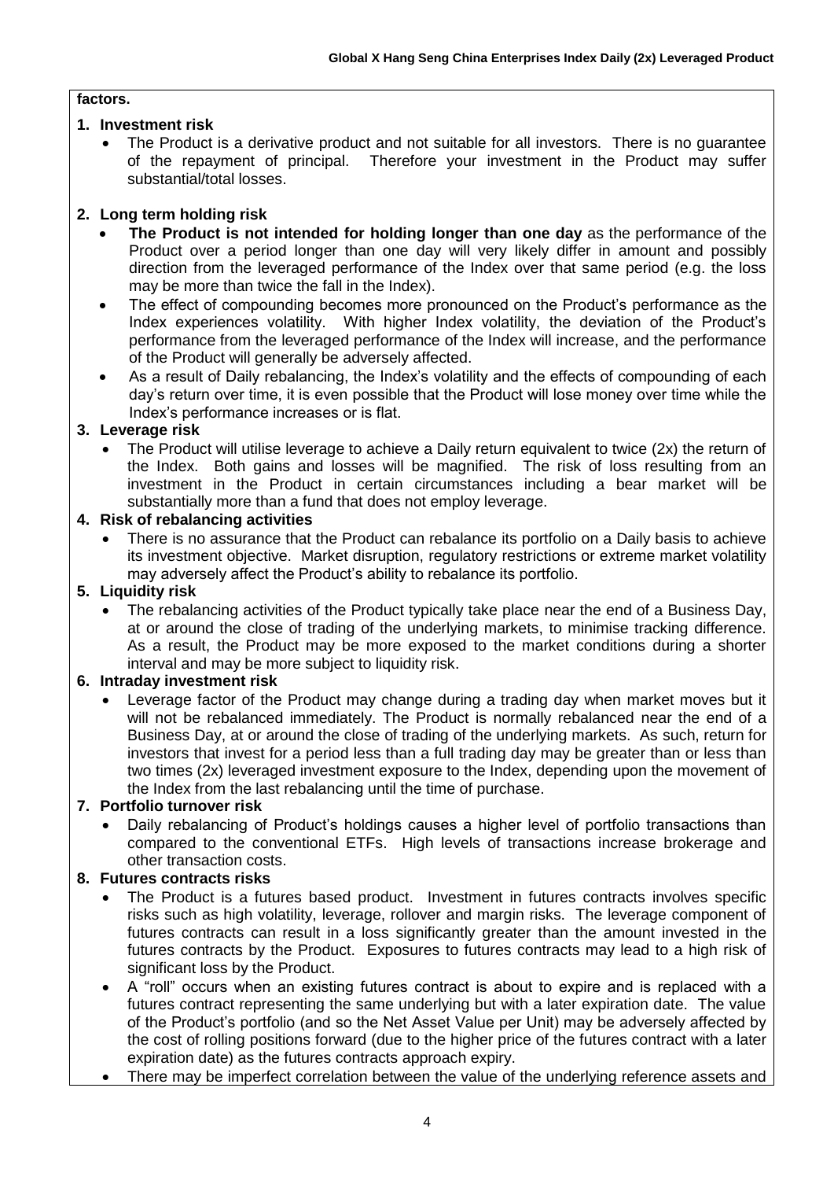**factors.**

**1. Investment risk**

- The Product is a derivative product and not suitable for all investors. There is no guarantee of the repayment of principal. Therefore your investment in the Product may suffer substantial/total losses.

**2. Long term holding risk**

- **The Product is not intended for holding longer than one day** as the performance of the Product over a period longer than one day will very likely differ in amount and possibly direction from the leveraged performance of the Index over that same period (e.g. the loss may be more than twice the fall in the Index).
- The effect of compounding becomes more pronounced on the Product's performance as the Index experiences volatility. With higher Index volatility, the deviation of the Product's performance from the leveraged performance of the Index will increase, and the performance of the Product will generally be adversely affected.
- As a result of Daily rebalancing, the Index's volatility and the effects of compounding of each day's return over time, it is even possible that the Product will lose money over time while the Index's performance increases or is flat.

**3. Leverage risk**

- The Product will utilise leverage to achieve a Daily return equivalent to twice (2x) the return of the Index. Both gains and losses will be magnified. The risk of loss resulting from an investment in the Product in certain circumstances including a bear market will be substantially more than a fund that does not employ leverage.

**4. Risk of rebalancing activities**

- There is no assurance that the Product can rebalance its portfolio on a Daily basis to achieve its investment objective. Market disruption, regulatory restrictions or extreme market volatility may adversely affect the Product's ability to rebalance its portfolio.

**5. Liquidity risk**

- The rebalancing activities of the Product typically take place near the end of a Business Day, at or around the close of trading of the underlying markets, to minimise tracking difference. As a result, the Product may be more exposed to the market conditions during a shorter interval and may be more subject to liquidity risk.

**6. Intraday investment risk**

- Leverage factor of the Product may change during a trading day when market moves but it will not be rebalanced immediately. The Product is normally rebalanced near the end of a Business Day, at or around the close of trading of the underlying markets. As such, return for investors that invest for a period less than a full trading day may be greater than or less than two times (2x) leveraged investment exposure to the Index, depending upon the movement of the Index from the last rebalancing until the time of purchase.

**7. Portfolio turnover risk**

- Daily rebalancing of Product's holdings causes a higher level of portfolio transactions than compared to the conventional ETFs. High levels of transactions increase brokerage and other transaction costs.

**8. Futures contracts risks**

- The Product is a futures based product. Investment in futures contracts involves specific risks such as high volatility, leverage, rollover and margin risks. The leverage component of futures contracts can result in a loss significantly greater than the amount invested in the futures contracts by the Product. Exposures to futures contracts may lead to a high risk of significant loss by the Product.
- A "roll" occurs when an existing futures contract is about to expire and is replaced with a futures contract representing the same underlying but with a later expiration date. The value of the Product's portfolio (and so the Net Asset Value per Unit) may be adversely affected by the cost of rolling positions forward (due to the higher price of the futures contract with a later expiration date) as the futures contracts approach expiry.
- There may be imperfect correlation between the value of the underlying reference assets and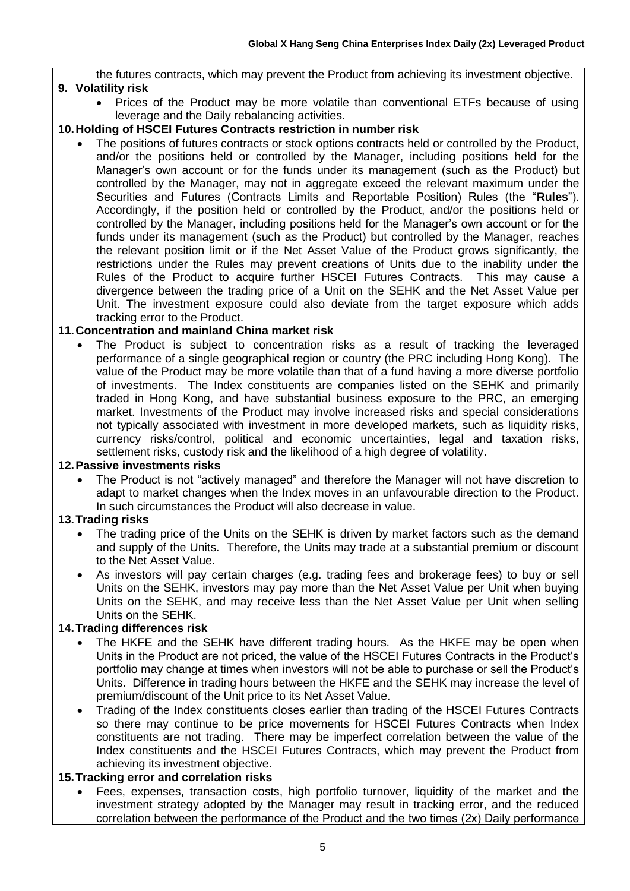the futures contracts, which may prevent the Product from achieving its investment objective.

**9. Volatility risk**

- Prices of the Product may be more volatile than conventional ETFs because of using leverage and the Daily rebalancing activities.

**10. Holding of HSCEI Futures Contracts restriction in number risk**

- The positions of futures contracts or stock options contracts held or controlled by the Product, and/or the positions held or controlled by the Manager, including positions held for the Manager's own account or for the funds under its management (such as the Product) but controlled by the Manager, may not in aggregate exceed the relevant maximum under the Securities and Futures (Contracts Limits and Reportable Position) Rules (the "**Rules**"). Accordingly, if the position held or controlled by the Product, and/or the positions held or controlled by the Manager, including positions held for the Manager's own account or for the funds under its management (such as the Product) but controlled by the Manager, reaches the relevant position limit or if the Net Asset Value of the Product grows significantly, the restrictions under the Rules may prevent creations of Units due to the inability under the Rules of the Product to acquire further HSCEI Futures Contracts. This may cause a divergence between the trading price of a Unit on the SEHK and the Net Asset Value per Unit. The investment exposure could also deviate from the target exposure which adds tracking error to the Product.

**11. Concentration and mainland China market risk**

- The Product is subject to concentration risks as a result of tracking the leveraged performance of a single geographical region or country (the PRC including Hong Kong). The value of the Product may be more volatile than that of a fund having a more diverse portfolio of investments. The Index constituents are companies listed on the SEHK and primarily traded in Hong Kong, and have substantial business exposure to the PRC, an emerging market. Investments of the Product may involve increased risks and special considerations not typically associated with investment in more developed markets, such as liquidity risks, currency risks/control, political and economic uncertainties, legal and taxation risks, settlement risks, custody risk and the likelihood of a high degree of volatility.

**12. Passive investments risks**

- The Product is not "actively managed" and therefore the Manager will not have discretion to adapt to market changes when the Index moves in an unfavourable direction to the Product. In such circumstances the Product will also decrease in value.

**13. Trading risks**

- The trading price of the Units on the SEHK is driven by market factors such as the demand and supply of the Units. Therefore, the Units may trade at a substantial premium or discount to the Net Asset Value.
- As investors will pay certain charges (e.g. trading fees and brokerage fees) to buy or sell Units on the SEHK, investors may pay more than the Net Asset Value per Unit when buying Units on the SEHK, and may receive less than the Net Asset Value per Unit when selling Units on the SEHK.

**14. Trading differences risk**

- The HKFE and the SEHK have different trading hours. As the HKFE may be open when Units in the Product are not priced, the value of the HSCEI Futures Contracts in the Product's portfolio may change at times when investors will not be able to purchase or sell the Product's Units. Difference in trading hours between the HKFE and the SEHK may increase the level of premium/discount of the Unit price to its Net Asset Value.
- Trading of the Index constituents closes earlier than trading of the HSCEI Futures Contracts so there may continue to be price movements for HSCEI Futures Contracts when Index constituents are not trading. There may be imperfect correlation between the value of the Index constituents and the HSCEI Futures Contracts, which may prevent the Product from achieving its investment objective.

**15. Tracking error and correlation risks**

- Fees, expenses, transaction costs, high portfolio turnover, liquidity of the market and the investment strategy adopted by the Manager may result in tracking error, and the reduced correlation between the performance of the Product and the two times (2x) Daily performance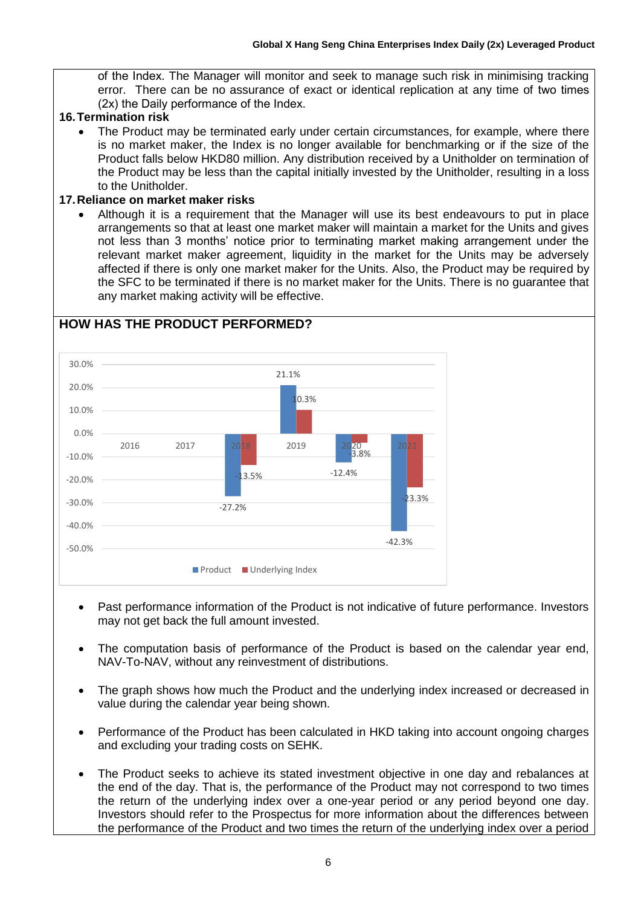of the Index. The Manager will monitor and seek to manage such risk in minimising tracking error. There can be no assurance of exact or identical replication at any time of two times (2x) the Daily performance of the Index.

**16. Termination risk**

- The Product may be terminated early under certain circumstances, for example, where there is no market maker, the Index is no longer available for benchmarking or if the size of the Product falls below HKD80 million. Any distribution received by a Unitholder on termination of the Product may be less than the capital initially invested by the Unitholder, resulting in a loss to the Unitholder.

**17. Reliance on market maker risks**

- Although it is a requirement that the Manager will use its best endeavours to put in place arrangements so that at least one market maker will maintain a market for the Units and gives not less than 3 months' notice prior to terminating market making arrangement under the relevant market maker agreement, liquidity in the market for the Units may be adversely affected if there is only one market maker for the Units. Also, the Product may be required by the SFC to be terminated if there is no market maker for the Units. There is no guarantee that any market making activity will be effective.

## HOW HAS THE PRODUCT PERFORMED?

| | 2016 | 2017 | 2018 | 2019 | 2020 | 2021 |
|---|---|---|---|---|---|---|
| Product | | | -27.2% | 21.1% | -12.4% | -42.3% |
| Underlying Index | | | -13.5% | 10.3% | -3.8% | -23.3% |

- Past performance information of the Product is not indicative of future performance. Investors may not get back the full amount invested.

- The computation basis of performance of the Product is based on the calendar year end, NAV-To-NAV, without any reinvestment of distributions.

- The graph shows how much the Product and the underlying index increased or decreased in value during the calendar year being shown.

- Performance of the Product has been calculated in HKD taking into account ongoing charges and excluding your trading costs on SEHK.

- The Product seeks to achieve its stated investment objective in one day and rebalances at the end of the day. That is, the performance of the Product may not correspond to two times the return of the underlying index over a one-year period or any period beyond one day. Investors should refer to the Prospectus for more information about the differences between the performance of the Product and two times the return of the underlying index over a period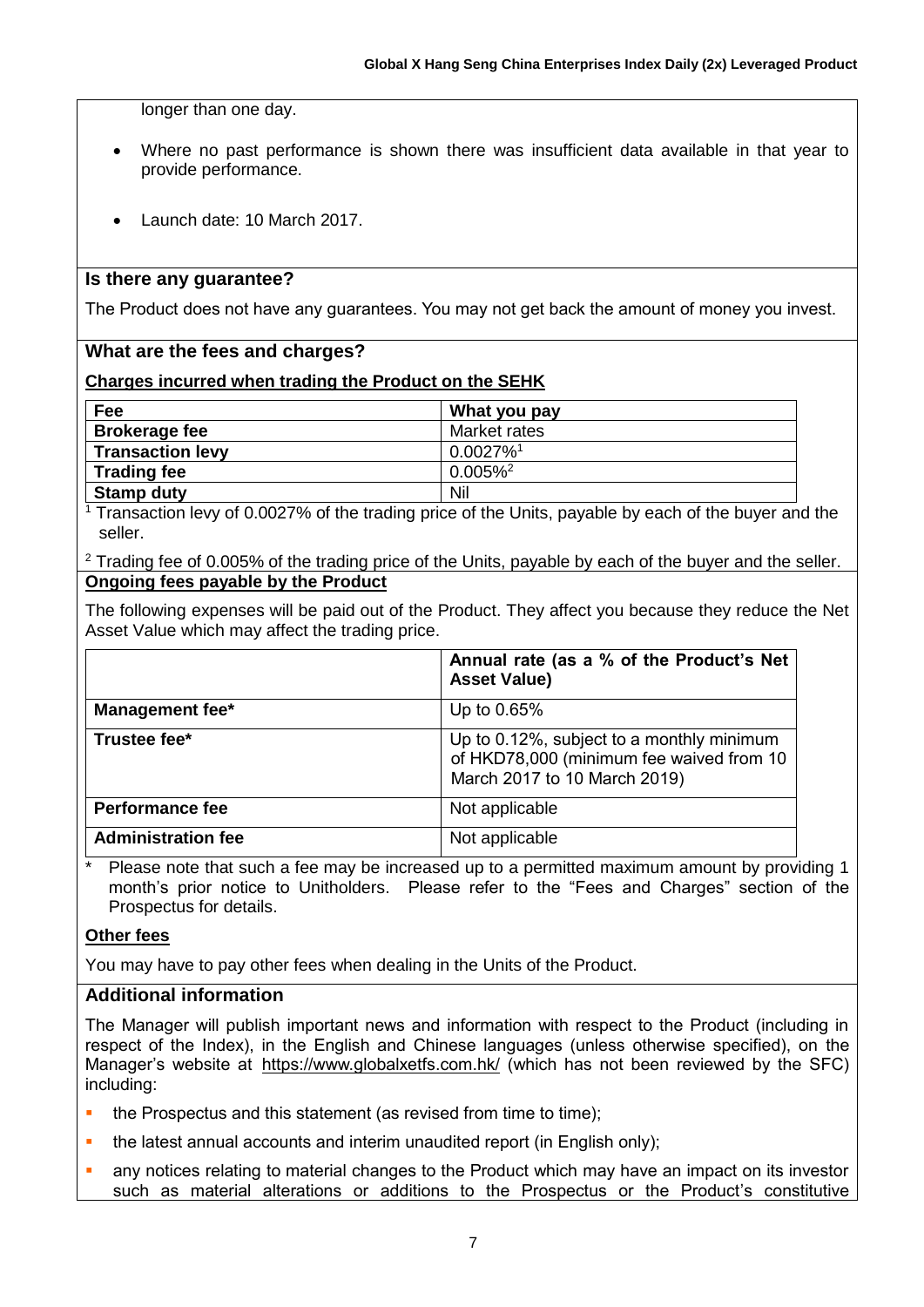longer than one day.

- Where no past performance is shown there was insufficient data available in that year to provide performance.
- Launch date: 10 March 2017.

## Is there any guarantee?

The Product does not have any guarantees. You may not get back the amount of money you invest.

## What are the fees and charges?

**Charges incurred when trading the Product on the SEHK**

| Fee | What you pay |
|---|---|
| **Brokerage fee** | Market rates |
| **Transaction levy** | 0.0027%[1] |
| **Trading fee** | 0.005%[2] |
| **Stamp duty** | Nil |

[1] Transaction levy of 0.0027% of the trading price of the Units, payable by each of the buyer and the seller.

[2] Trading fee of 0.005% of the trading price of the Units, payable by each of the buyer and the seller.

**Ongoing fees payable by the Product**

The following expenses will be paid out of the Product. They affect you because they reduce the Net Asset Value which may affect the trading price.

| | Annual rate (as a % of the Product's Net Asset Value) |
|---|---|
| **Management fee*** | Up to 0.65% |
| **Trustee fee*** | Up to 0.12%, subject to a monthly minimum of HKD78,000 (minimum fee waived from 10 March 2017 to 10 March 2019) |
| **Performance fee** | Not applicable |
| **Administration fee** | Not applicable |

\* Please note that such a fee may be increased up to a permitted maximum amount by providing 1 month's prior notice to Unitholders. Please refer to the "Fees and Charges" section of the Prospectus for details.

**Other fees**

You may have to pay other fees when dealing in the Units of the Product.

## Additional information

The Manager will publish important news and information with respect to the Product (including in respect of the Index), in the English and Chinese languages (unless otherwise specified), on the Manager's website at https://www.globalxetfs.com.hk/ (which has not been reviewed by the SFC) including:

- the Prospectus and this statement (as revised from time to time);
- the latest annual accounts and interim unaudited report (in English only);
- any notices relating to material changes to the Product which may have an impact on its investor such as material alterations or additions to the Prospectus or the Product's constitutive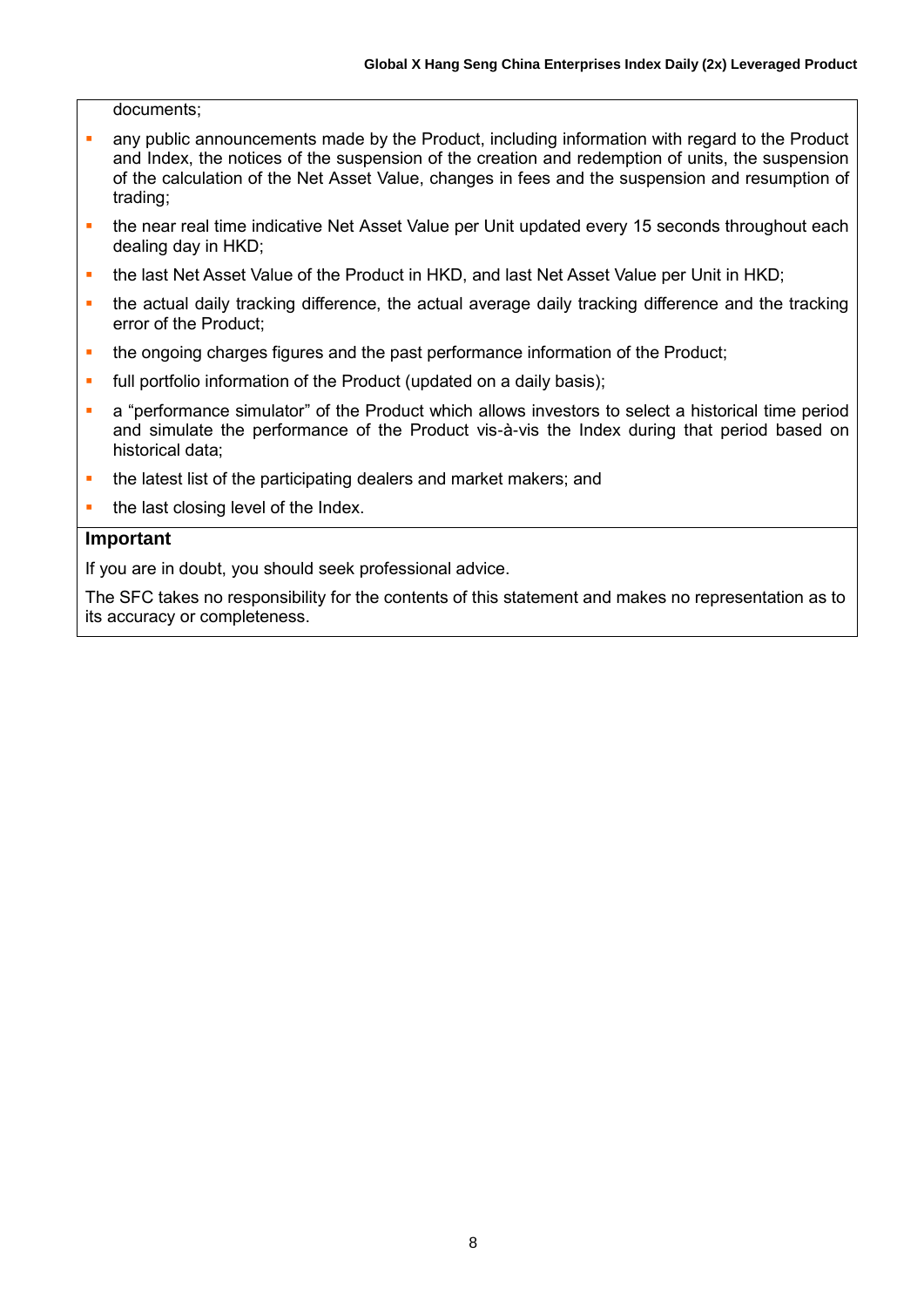documents;

- any public announcements made by the Product, including information with regard to the Product and Index, the notices of the suspension of the creation and redemption of units, the suspension of the calculation of the Net Asset Value, changes in fees and the suspension and resumption of trading;
- the near real time indicative Net Asset Value per Unit updated every 15 seconds throughout each dealing day in HKD;
- the last Net Asset Value of the Product in HKD, and last Net Asset Value per Unit in HKD;
- the actual daily tracking difference, the actual average daily tracking difference and the tracking error of the Product;
- the ongoing charges figures and the past performance information of the Product;
- full portfolio information of the Product (updated on a daily basis);
- a "performance simulator" of the Product which allows investors to select a historical time period and simulate the performance of the Product vis-à-vis the Index during that period based on historical data;
- the latest list of the participating dealers and market makers; and
- the last closing level of the Index.

## Important

If you are in doubt, you should seek professional advice.

The SFC takes no responsibility for the contents of this statement and makes no representation as to its accuracy or completeness.